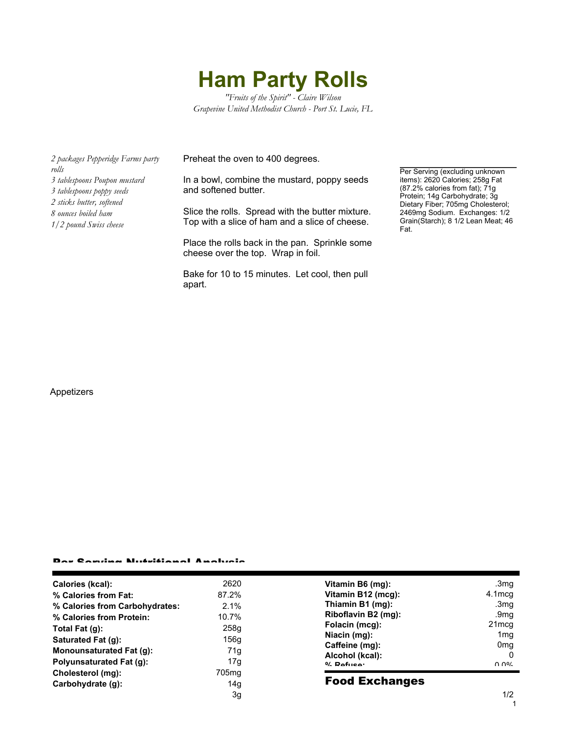# Ham Party Rolls

*"Fruits of the Spirit" - Claire Wilson*
*Grapevine United Methodist Church - Port St. Lucie, FL*

*2 packages Pepperidge Farms party rolls*
*3 tablespoons Poupon mustard*
*3 tablespoons poppy seeds*
*2 sticks butter, softened*
*8 ounces boiled ham*
*1/2 pound Swiss cheese*

Preheat the oven to 400 degrees.

In a bowl, combine the mustard, poppy seeds and softened butter.

Slice the rolls. Spread with the butter mixture. Top with a slice of ham and a slice of cheese.

Place the rolls back in the pan. Sprinkle some cheese over the top. Wrap in foil.

Bake for 10 to 15 minutes. Let cool, then pull apart.

Per Serving (excluding unknown items): 2620 Calories; 258g Fat (87.2% calories from fat); 71g Protein; 14g Carbohydrate; 3g Dietary Fiber; 705mg Cholesterol; 2469mg Sodium. Exchanges: 1/2 Grain(Starch); 8 1/2 Lean Meat; 46 Fat.

Appetizers

## Per Serving Nutritional Analysis

| | | | |
|---|---|---|---|
| **Calories (kcal):** | 2620 | **Vitamin B6 (mg):** | .3mg |
| **% Calories from Fat:** | 87.2% | **Vitamin B12 (mcg):** | 4.1mcg |
| **% Calories from Carbohydrates:** | 2.1% | **Thiamin B1 (mg):** | .3mg |
| **% Calories from Protein:** | 10.7% | **Riboflavin B2 (mg):** | .9mg |
| **Total Fat (g):** | 258g | **Folacin (mcg):** | 21mcg |
| **Saturated Fat (g):** | 156g | **Niacin (mg):** | 1mg |
| **Monounsaturated Fat (g):** | 71g | **Caffeine (mg):** | 0mg |
| **Polyunsaturated Fat (g):** | 17g | **Alcohol (kcal):** | 0 |
| **Cholesterol (mg):** | 705mg | **% Refuse:** | 0.0% |
| **Carbohydrate (g):** | 14g | | |
| | 3g | | |

## Food Exchanges

| | |
|---|---|
| | 1/2 |
| | 1 |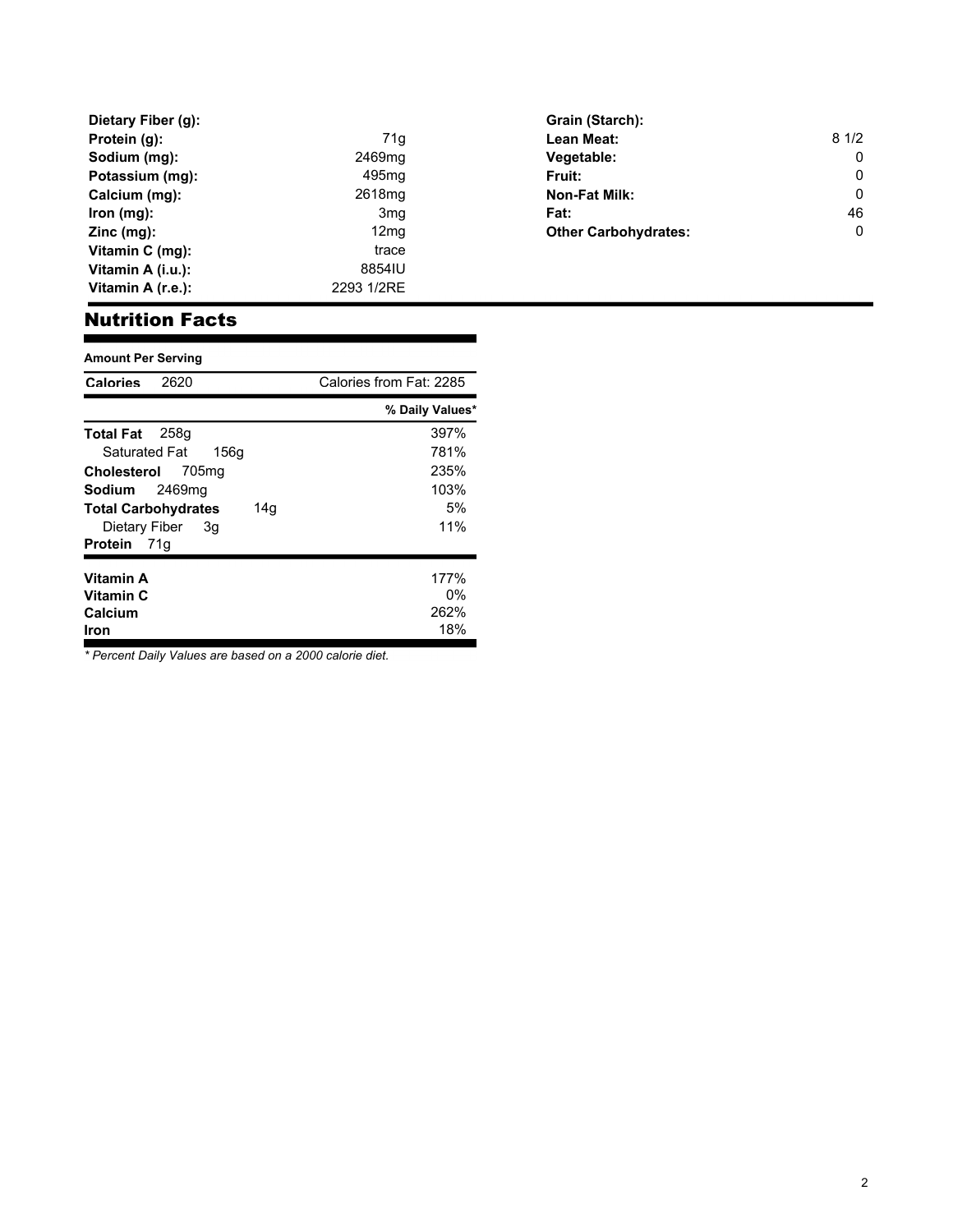| | |
|---|---|
| **Dietary Fiber (g):** | |
| **Protein (g):** | 71g |
| **Sodium (mg):** | 2469mg |
| **Potassium (mg):** | 495mg |
| **Calcium (mg):** | 2618mg |
| **Iron (mg):** | 3mg |
| **Zinc (mg):** | 12mg |
| **Vitamin C (mg):** | trace |
| **Vitamin A (i.u.):** | 8854IU |
| **Vitamin A (r.e.):** | 2293 1/2RE |

| | |
|---|---|
| **Grain (Starch):** | |
| **Lean Meat:** | 8 1/2 |
| **Vegetable:** | 0 |
| **Fruit:** | 0 |
| **Non-Fat Milk:** | 0 |
| **Fat:** | 46 |
| **Other Carbohydrates:** | 0 |

## Nutrition Facts

**Amount Per Serving**

| | |
|---|---|
| **Calories** 2620 | Calories from Fat: 2285 |
| | **% Daily Values*** |
| **Total Fat** 258g | 397% |
| Saturated Fat 156g | 781% |
| **Cholesterol** 705mg | 235% |
| **Sodium** 2469mg | 103% |
| **Total Carbohydrates** 14g | 5% |
| Dietary Fiber 3g | 11% |
| **Protein** 71g | |
| **Vitamin A** | 177% |
| **Vitamin C** | 0% |
| **Calcium** | 262% |
| **Iron** | 18% |

*\* Percent Daily Values are based on a 2000 calorie diet.*